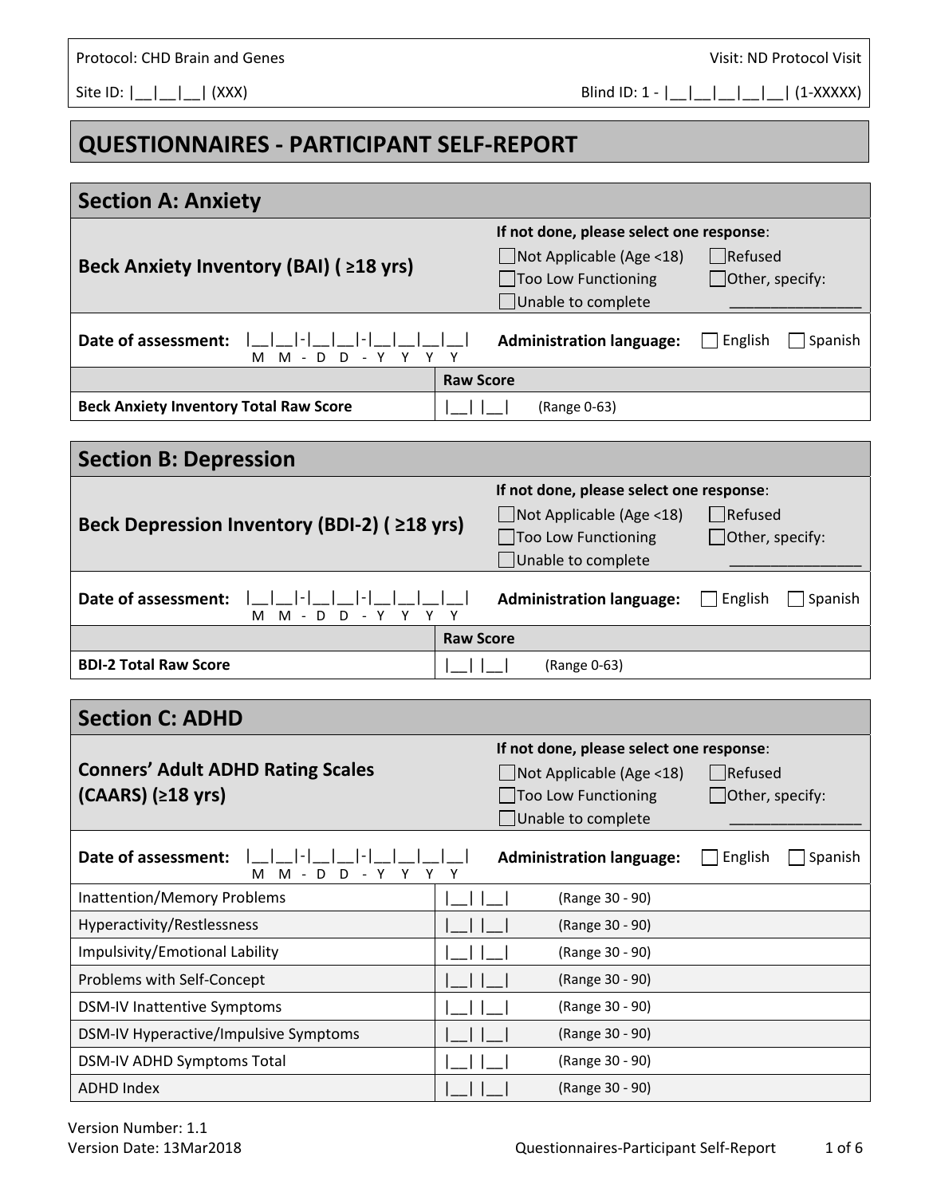| Protocol: CHD Brain and Genes | Visit: ND Protocol Visit |
|---|---|
| Site ID: \|__\|__\|__\| (XXX) | Blind ID: 1 - \|__\|__\|__\|__\|__\| (1-XXXXX) |

# QUESTIONNAIRES - PARTICIPANT SELF-REPORT

## Section A: Anxiety

**Beck Anxiety Inventory (BAI) ( ≥18 yrs)**

**If not done, please select one response**:
- ☐ Not Applicable (Age <18)
- ☐ Too Low Functioning
- ☐ Unable to complete
- ☐ Refused
- ☐ Other, specify: _______________

**Date of assessment:** |__|__|-|__|__|-|__|__|__|__| (M M - D D - Y Y Y Y)

**Administration language:** ☐ English ☐ Spanish

| | Raw Score |
|---|---|
| **Beck Anxiety Inventory Total Raw Score** | \|__\| \|__\| (Range 0-63) |

## Section B: Depression

**Beck Depression Inventory (BDI-2) ( ≥18 yrs)**

**If not done, please select one response**:
- ☐ Not Applicable (Age <18)
- ☐ Too Low Functioning
- ☐ Unable to complete
- ☐ Refused
- ☐ Other, specify: _______________

**Date of assessment:** |__|__|-|__|__|-|__|__|__|__| (M M - D D - Y Y Y Y)

**Administration language:** ☐ English ☐ Spanish

| | Raw Score |
|---|---|
| **BDI-2 Total Raw Score** | \|__\| \|__\| (Range 0-63) |

## Section C: ADHD

**Conners' Adult ADHD Rating Scales (CAARS) (≥18 yrs)**

**If not done, please select one response**:
- ☐ Not Applicable (Age <18)
- ☐ Too Low Functioning
- ☐ Unable to complete
- ☐ Refused
- ☐ Other, specify: _______________

**Date of assessment:** |__|__|-|__|__|-|__|__|__|__| (M M - D D - Y Y Y Y)

**Administration language:** ☐ English ☐ Spanish

| Scale | Score |
|---|---|
| Inattention/Memory Problems | \|__\| \|__\| (Range 30 - 90) |
| Hyperactivity/Restlessness | \|__\| \|__\| (Range 30 - 90) |
| Impulsivity/Emotional Lability | \|__\| \|__\| (Range 30 - 90) |
| Problems with Self-Concept | \|__\| \|__\| (Range 30 - 90) |
| DSM-IV Inattentive Symptoms | \|__\| \|__\| (Range 30 - 90) |
| DSM-IV Hyperactive/Impulsive Symptoms | \|__\| \|__\| (Range 30 - 90) |
| DSM-IV ADHD Symptoms Total | \|__\| \|__\| (Range 30 - 90) |
| ADHD Index | \|__\| \|__\| (Range 30 - 90) |

Version Number: 1.1
Version Date: 13Mar2018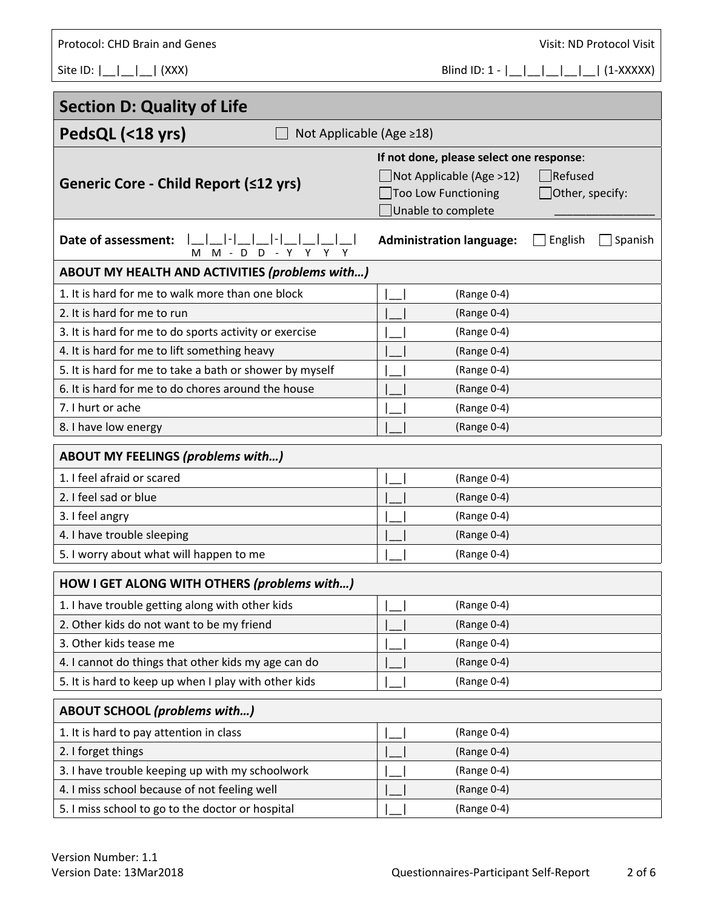Protocol: CHD Brain and Genes | Visit: ND Protocol Visit

Site ID: |__|__|__| (XXX) | Blind ID: 1 - |__|__|__|__|__| (1-XXXXX)

## Section D: Quality of Life

### PedsQL (<18 yrs)

☐ Not Applicable (Age ≥18)

### Generic Core - Child Report (≤12 yrs)

**If not done, please select one response**:

☐ Not Applicable (Age >12) ☐ Refused
☐ Too Low Functioning ☐ Other, specify: _______________
☐ Unable to complete

**Date of assessment:** |__|__|-|__|__|-|__|__|__|__|
M M - D D - Y Y Y Y

**Administration language:** ☐ English ☐ Spanish

| ABOUT MY HEALTH AND ACTIVITIES *(problems with…)* | | |
|---|---|---|
| 1. It is hard for me to walk more than one block | \|__\| | (Range 0-4) |
| 2. It is hard for me to run | \|__\| | (Range 0-4) |
| 3. It is hard for me to do sports activity or exercise | \|__\| | (Range 0-4) |
| 4. It is hard for me to lift something heavy | \|__\| | (Range 0-4) |
| 5. It is hard for me to take a bath or shower by myself | \|__\| | (Range 0-4) |
| 6. It is hard for me to do chores around the house | \|__\| | (Range 0-4) |
| 7. I hurt or ache | \|__\| | (Range 0-4) |
| 8. I have low energy | \|__\| | (Range 0-4) |

| ABOUT MY FEELINGS *(problems with…)* | | |
|---|---|---|
| 1. I feel afraid or scared | \|__\| | (Range 0-4) |
| 2. I feel sad or blue | \|__\| | (Range 0-4) |
| 3. I feel angry | \|__\| | (Range 0-4) |
| 4. I have trouble sleeping | \|__\| | (Range 0-4) |
| 5. I worry about what will happen to me | \|__\| | (Range 0-4) |

| HOW I GET ALONG WITH OTHERS *(problems with…)* | | |
|---|---|---|
| 1. I have trouble getting along with other kids | \|__\| | (Range 0-4) |
| 2. Other kids do not want to be my friend | \|__\| | (Range 0-4) |
| 3. Other kids tease me | \|__\| | (Range 0-4) |
| 4. I cannot do things that other kids my age can do | \|__\| | (Range 0-4) |
| 5. It is hard to keep up when I play with other kids | \|__\| | (Range 0-4) |

| ABOUT SCHOOL *(problems with…)* | | |
|---|---|---|
| 1. It is hard to pay attention in class | \|__\| | (Range 0-4) |
| 2. I forget things | \|__\| | (Range 0-4) |
| 3. I have trouble keeping up with my schoolwork | \|__\| | (Range 0-4) |
| 4. I miss school because of not feeling well | \|__\| | (Range 0-4) |
| 5. I miss school to go to the doctor or hospital | \|__\| | (Range 0-4) |

Version Number: 1.1
Version Date: 13Mar2018 Questionnaires-Participant Self-Report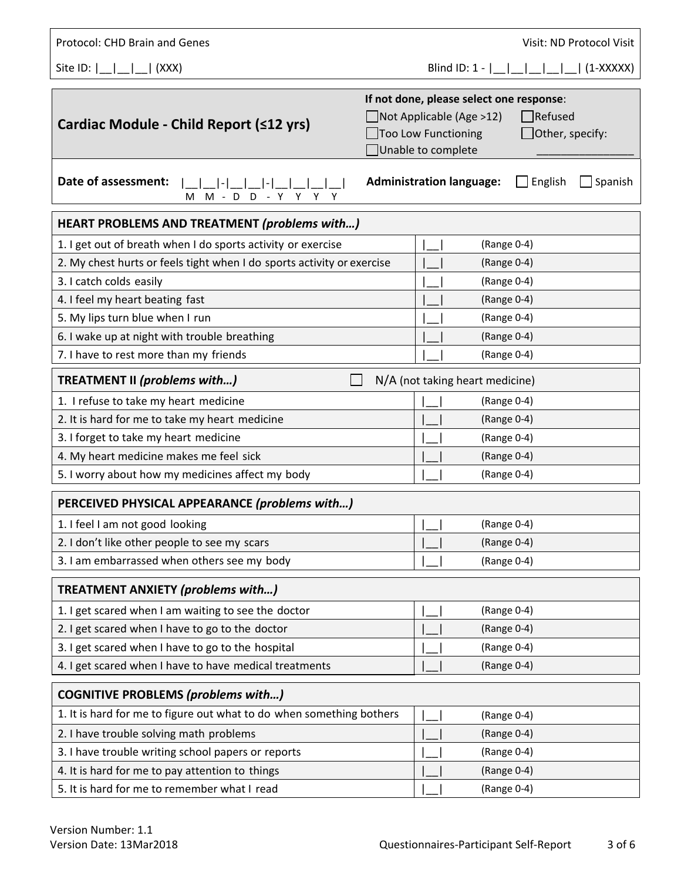Protocol: CHD Brain and Genes | Visit: ND Protocol Visit

Site ID: |__|__|__| (XXX) | Blind ID: 1 - |__|__|__|__|__| (1-XXXXX)

## Cardiac Module - Child Report (≤12 yrs)

**If not done, please select one response**:
☐ Not Applicable (Age >12) ☐ Refused
☐ Too Low Functioning ☐ Other, specify: ________________
☐ Unable to complete

**Date of assessment:** |__|__|-|__|__|-|__|__|__|__| (M M - D D - Y Y Y Y)

**Administration language:** ☐ English ☐ Spanish

| **HEART PROBLEMS AND TREATMENT** ***(problems with…)*** | | |
|---|---|---|
| 1. I get out of breath when I do sports activity or exercise | \|__\| | (Range 0-4) |
| 2. My chest hurts or feels tight when I do sports activity or exercise | \|__\| | (Range 0-4) |
| 3. I catch colds easily | \|__\| | (Range 0-4) |
| 4. I feel my heart beating fast | \|__\| | (Range 0-4) |
| 5. My lips turn blue when I run | \|__\| | (Range 0-4) |
| 6. I wake up at night with trouble breathing | \|__\| | (Range 0-4) |
| 7. I have to rest more than my friends | \|__\| | (Range 0-4) |

| **TREATMENT II** ***(problems with…)*** | ☐ N/A (not taking heart medicine) | |
|---|---|---|
| 1. I refuse to take my heart medicine | \|__\| | (Range 0-4) |
| 2. It is hard for me to take my heart medicine | \|__\| | (Range 0-4) |
| 3. I forget to take my heart medicine | \|__\| | (Range 0-4) |
| 4. My heart medicine makes me feel sick | \|__\| | (Range 0-4) |
| 5. I worry about how my medicines affect my body | \|__\| | (Range 0-4) |

| **PERCEIVED PHYSICAL APPEARANCE** ***(problems with…)*** | | |
|---|---|---|
| 1. I feel I am not good looking | \|__\| | (Range 0-4) |
| 2. I don't like other people to see my scars | \|__\| | (Range 0-4) |
| 3. I am embarrassed when others see my body | \|__\| | (Range 0-4) |

| **TREATMENT ANXIETY** ***(problems with…)*** | | |
|---|---|---|
| 1. I get scared when I am waiting to see the doctor | \|__\| | (Range 0-4) |
| 2. I get scared when I have to go to the doctor | \|__\| | (Range 0-4) |
| 3. I get scared when I have to go to the hospital | \|__\| | (Range 0-4) |
| 4. I get scared when I have to have medical treatments | \|__\| | (Range 0-4) |

| **COGNITIVE PROBLEMS** ***(problems with…)*** | | |
|---|---|---|
| 1. It is hard for me to figure out what to do when something bothers | \|__\| | (Range 0-4) |
| 2. I have trouble solving math problems | \|__\| | (Range 0-4) |
| 3. I have trouble writing school papers or reports | \|__\| | (Range 0-4) |
| 4. It is hard for me to pay attention to things | \|__\| | (Range 0-4) |
| 5. It is hard for me to remember what I read | \|__\| | (Range 0-4) |

Version Number: 1.1
Version Date: 13Mar2018
Questionnaires-Participant Self-Report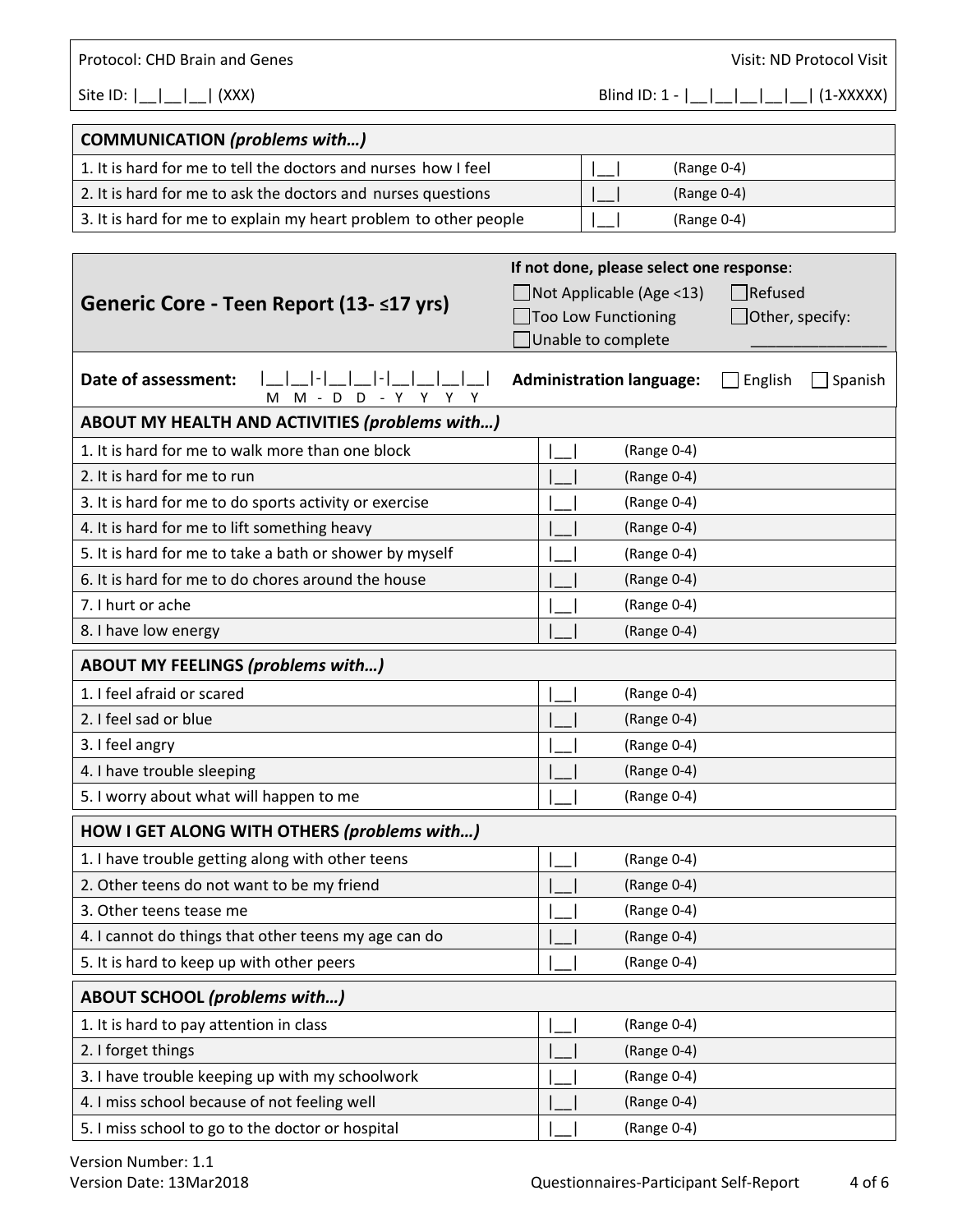| Protocol: CHD Brain and Genes | Visit: ND Protocol Visit |
|---|---|
| Site ID: \|\_\_\|\_\_\|\_\_\| (XXX) | Blind ID: 1 - \|\_\_\|\_\_\|\_\_\|\_\_\|\_\_\| (1-XXXXX) |

| **COMMUNICATION** ***(problems with…)*** | | |
|---|---|---|
| 1. It is hard for me to tell the doctors and nurses how I feel | \|\_\_\| | (Range 0-4) |
| 2. It is hard for me to ask the doctors and nurses questions | \|\_\_\| | (Range 0-4) |
| 3. It is hard for me to explain my heart problem to other people | \|\_\_\| | (Range 0-4) |

## Generic Core - Teen Report (13- ≤17 yrs)

**If not done, please select one response**:

- ☐ Not Applicable (Age <13)
- ☐ Refused
- ☐ Too Low Functioning
- ☐ Other, specify: \_\_\_\_\_\_\_\_\_\_\_\_\_\_\_\_
- ☐ Unable to complete

**Date of assessment:** |\_\_|\_\_|-|\_\_|\_\_|-|\_\_|\_\_|\_\_|\_\_| (M M - D D - Y Y Y Y)

**Administration language:** ☐ English ☐ Spanish

| **ABOUT MY HEALTH AND ACTIVITIES** ***(problems with…)*** | | |
|---|---|---|
| 1. It is hard for me to walk more than one block | \|\_\_\| | (Range 0-4) |
| 2. It is hard for me to run | \|\_\_\| | (Range 0-4) |
| 3. It is hard for me to do sports activity or exercise | \|\_\_\| | (Range 0-4) |
| 4. It is hard for me to lift something heavy | \|\_\_\| | (Range 0-4) |
| 5. It is hard for me to take a bath or shower by myself | \|\_\_\| | (Range 0-4) |
| 6. It is hard for me to do chores around the house | \|\_\_\| | (Range 0-4) |
| 7. I hurt or ache | \|\_\_\| | (Range 0-4) |
| 8. I have low energy | \|\_\_\| | (Range 0-4) |

| **ABOUT MY FEELINGS** ***(problems with…)*** | | |
|---|---|---|
| 1. I feel afraid or scared | \|\_\_\| | (Range 0-4) |
| 2. I feel sad or blue | \|\_\_\| | (Range 0-4) |
| 3. I feel angry | \|\_\_\| | (Range 0-4) |
| 4. I have trouble sleeping | \|\_\_\| | (Range 0-4) |
| 5. I worry about what will happen to me | \|\_\_\| | (Range 0-4) |

| **HOW I GET ALONG WITH OTHERS** ***(problems with…)*** | | |
|---|---|---|
| 1. I have trouble getting along with other teens | \|\_\_\| | (Range 0-4) |
| 2. Other teens do not want to be my friend | \|\_\_\| | (Range 0-4) |
| 3. Other teens tease me | \|\_\_\| | (Range 0-4) |
| 4. I cannot do things that other teens my age can do | \|\_\_\| | (Range 0-4) |
| 5. It is hard to keep up with other peers | \|\_\_\| | (Range 0-4) |

| **ABOUT SCHOOL** ***(problems with…)*** | | |
|---|---|---|
| 1. It is hard to pay attention in class | \|\_\_\| | (Range 0-4) |
| 2. I forget things | \|\_\_\| | (Range 0-4) |
| 3. I have trouble keeping up with my schoolwork | \|\_\_\| | (Range 0-4) |
| 4. I miss school because of not feeling well | \|\_\_\| | (Range 0-4) |
| 5. I miss school to go to the doctor or hospital | \|\_\_\| | (Range 0-4) |

Version Number: 1.1
Version Date: 13Mar2018 Questionnaires-Participant Self-Report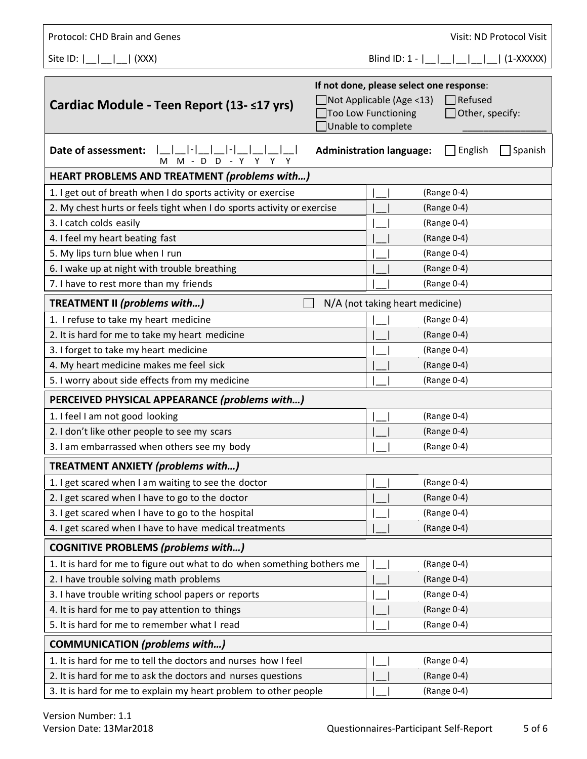Protocol: CHD Brain and Genes

Visit: ND Protocol Visit

Site ID: |__|__|__| (XXX)

Blind ID: 1 - |__|__|__|__|__| (1-XXXXX)

## Cardiac Module - Teen Report (13- ≤17 yrs)

**If not done, please select one response**:

- ☐ Not Applicable (Age <13)
- ☐ Refused
- ☐ Too Low Functioning
- ☐ Other, specify: ________________
- ☐ Unable to complete

**Date of assessment:** |__|__|-|__|__|-|__|__|__|__| (M M - D D - Y Y Y Y)

**Administration language:** ☐ English ☐ Spanish

| **HEART PROBLEMS AND TREATMENT** ***(problems with…)*** | | |
|---|---|---|
| 1. I get out of breath when I do sports activity or exercise | \|__\| | (Range 0-4) |
| 2. My chest hurts or feels tight when I do sports activity or exercise | \|__\| | (Range 0-4) |
| 3. I catch colds easily | \|__\| | (Range 0-4) |
| 4. I feel my heart beating fast | \|__\| | (Range 0-4) |
| 5. My lips turn blue when I run | \|__\| | (Range 0-4) |
| 6. I wake up at night with trouble breathing | \|__\| | (Range 0-4) |
| 7. I have to rest more than my friends | \|__\| | (Range 0-4) |

| **TREATMENT II** ***(problems with…)*** | ☐ N/A (not taking heart medicine) | |
|---|---|---|
| 1. I refuse to take my heart medicine | \|__\| | (Range 0-4) |
| 2. It is hard for me to take my heart medicine | \|__\| | (Range 0-4) |
| 3. I forget to take my heart medicine | \|__\| | (Range 0-4) |
| 4. My heart medicine makes me feel sick | \|__\| | (Range 0-4) |
| 5. I worry about side effects from my medicine | \|__\| | (Range 0-4) |

| **PERCEIVED PHYSICAL APPEARANCE** ***(problems with…)*** | | |
|---|---|---|
| 1. I feel I am not good looking | \|__\| | (Range 0-4) |
| 2. I don't like other people to see my scars | \|__\| | (Range 0-4) |
| 3. I am embarrassed when others see my body | \|__\| | (Range 0-4) |

| **TREATMENT ANXIETY** ***(problems with…)*** | | |
|---|---|---|
| 1. I get scared when I am waiting to see the doctor | \|__\| | (Range 0-4) |
| 2. I get scared when I have to go to the doctor | \|__\| | (Range 0-4) |
| 3. I get scared when I have to go to the hospital | \|__\| | (Range 0-4) |
| 4. I get scared when I have to have medical treatments | \|__\| | (Range 0-4) |

| **COGNITIVE PROBLEMS** ***(problems with…)*** | | |
|---|---|---|
| 1. It is hard for me to figure out what to do when something bothers me | \|__\| | (Range 0-4) |
| 2. I have trouble solving math problems | \|__\| | (Range 0-4) |
| 3. I have trouble writing school papers or reports | \|__\| | (Range 0-4) |
| 4. It is hard for me to pay attention to things | \|__\| | (Range 0-4) |
| 5. It is hard for me to remember what I read | \|__\| | (Range 0-4) |

| **COMMUNICATION** ***(problems with…)*** | | |
|---|---|---|
| 1. It is hard for me to tell the doctors and nurses how I feel | \|__\| | (Range 0-4) |
| 2. It is hard for me to ask the doctors and nurses questions | \|__\| | (Range 0-4) |
| 3. It is hard for me to explain my heart problem to other people | \|__\| | (Range 0-4) |

Version Number: 1.1
Version Date: 13Mar2018

Questionnaires-Participant Self-Report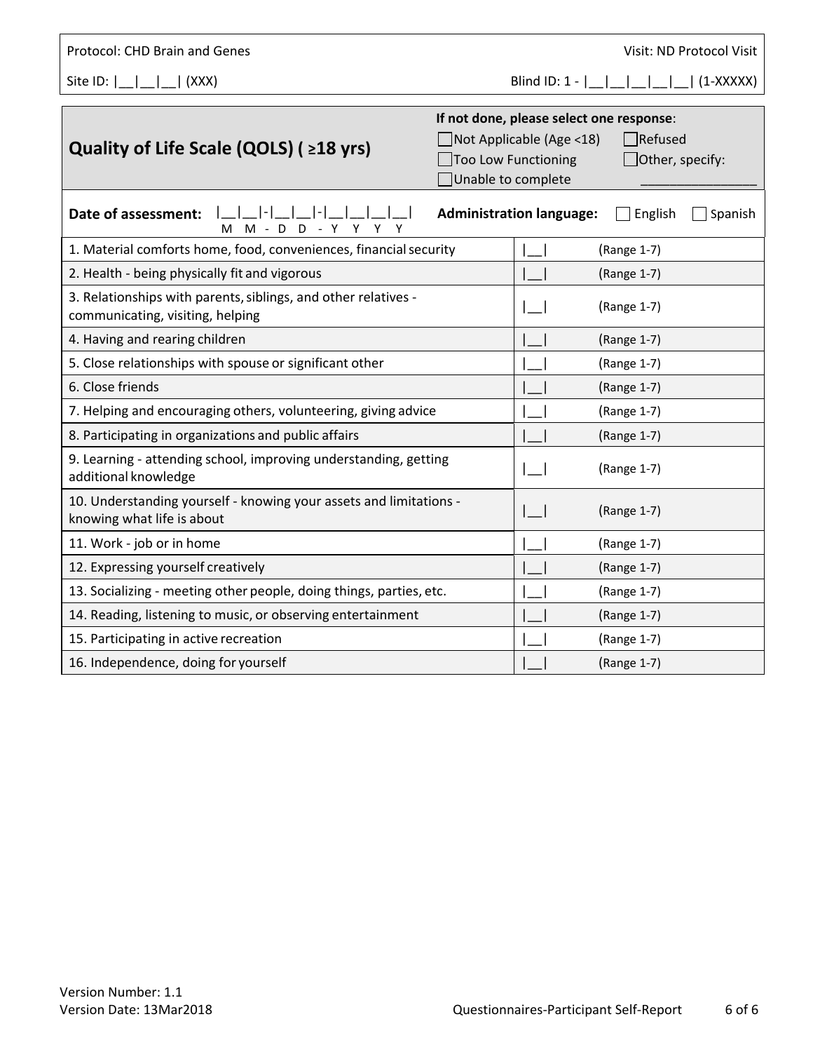Protocol: CHD Brain and Genes

Visit: ND Protocol Visit

Site ID: |__|__|__| (XXX)

Blind ID: 1 - |__|__|__|__|__| (1-XXXXX)

## Quality of Life Scale (QOLS) ( ≥18 yrs)

**If not done, please select one response**:

☐ Not Applicable (Age <18)
☐ Refused
☐ Too Low Functioning
☐ Other, specify: ________________
☐ Unable to complete

**Date of assessment:** |__|__|-|__|__|-|__|__|__|__| (M M - D D - Y Y Y Y)

**Administration language:** ☐ English ☐ Spanish

| | | |
|---|---|---|
| 1. Material comforts home, food, conveniences, financial security | \|__\| | (Range 1-7) |
| 2. Health - being physically fit and vigorous | \|__\| | (Range 1-7) |
| 3. Relationships with parents, siblings, and other relatives - communicating, visiting, helping | \|__\| | (Range 1-7) |
| 4. Having and rearing children | \|__\| | (Range 1-7) |
| 5. Close relationships with spouse or significant other | \|__\| | (Range 1-7) |
| 6. Close friends | \|__\| | (Range 1-7) |
| 7. Helping and encouraging others, volunteering, giving advice | \|__\| | (Range 1-7) |
| 8. Participating in organizations and public affairs | \|__\| | (Range 1-7) |
| 9. Learning - attending school, improving understanding, getting additional knowledge | \|__\| | (Range 1-7) |
| 10. Understanding yourself - knowing your assets and limitations - knowing what life is about | \|__\| | (Range 1-7) |
| 11. Work - job or in home | \|__\| | (Range 1-7) |
| 12. Expressing yourself creatively | \|__\| | (Range 1-7) |
| 13. Socializing - meeting other people, doing things, parties, etc. | \|__\| | (Range 1-7) |
| 14. Reading, listening to music, or observing entertainment | \|__\| | (Range 1-7) |
| 15. Participating in active recreation | \|__\| | (Range 1-7) |
| 16. Independence, doing for yourself | \|__\| | (Range 1-7) |

Version Number: 1.1
Version Date: 13Mar2018

Questionnaires-Participant Self-Report